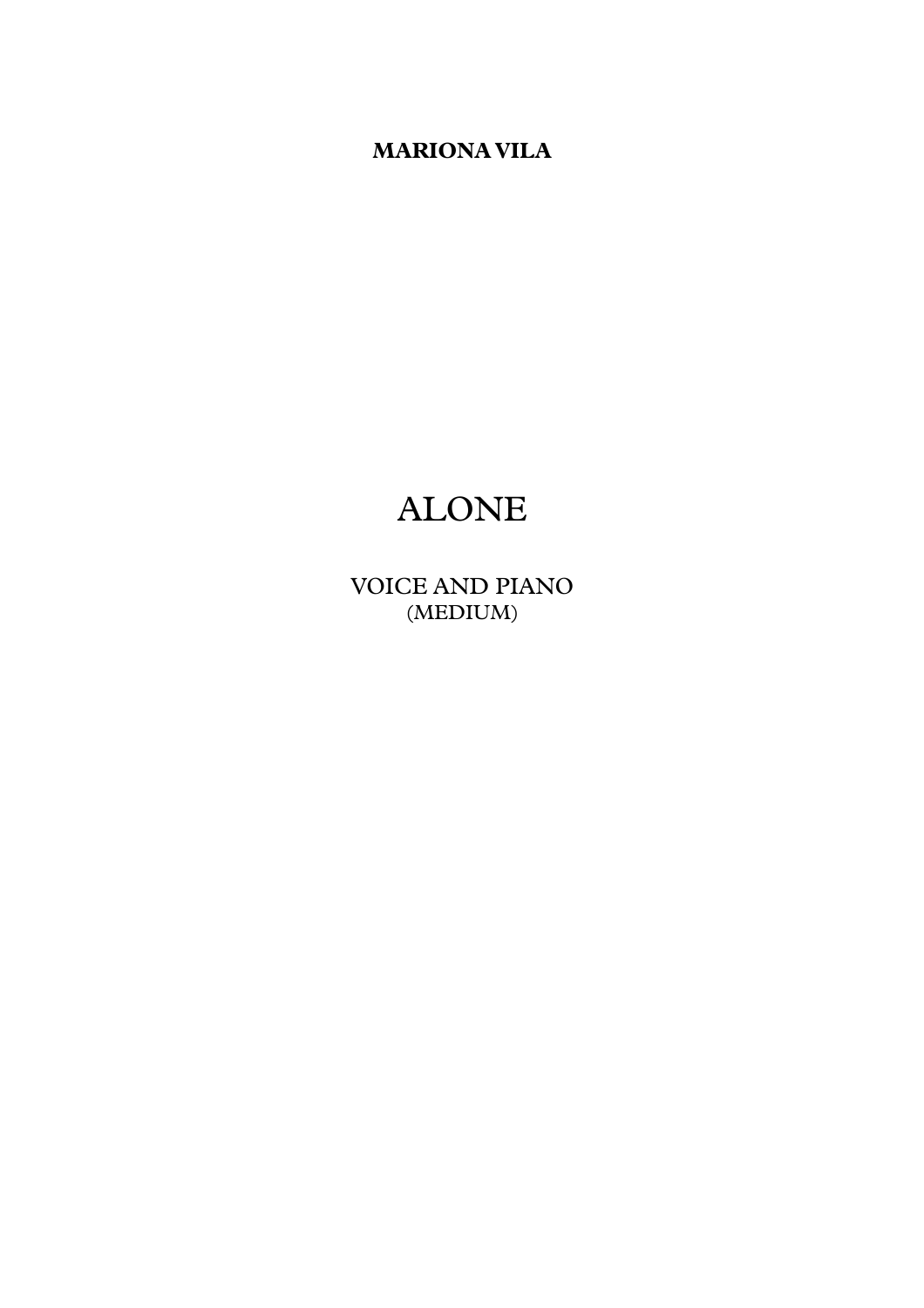**MARIONA VILA**

# ALONE

VOICE AND PIANO
(MEDIUM)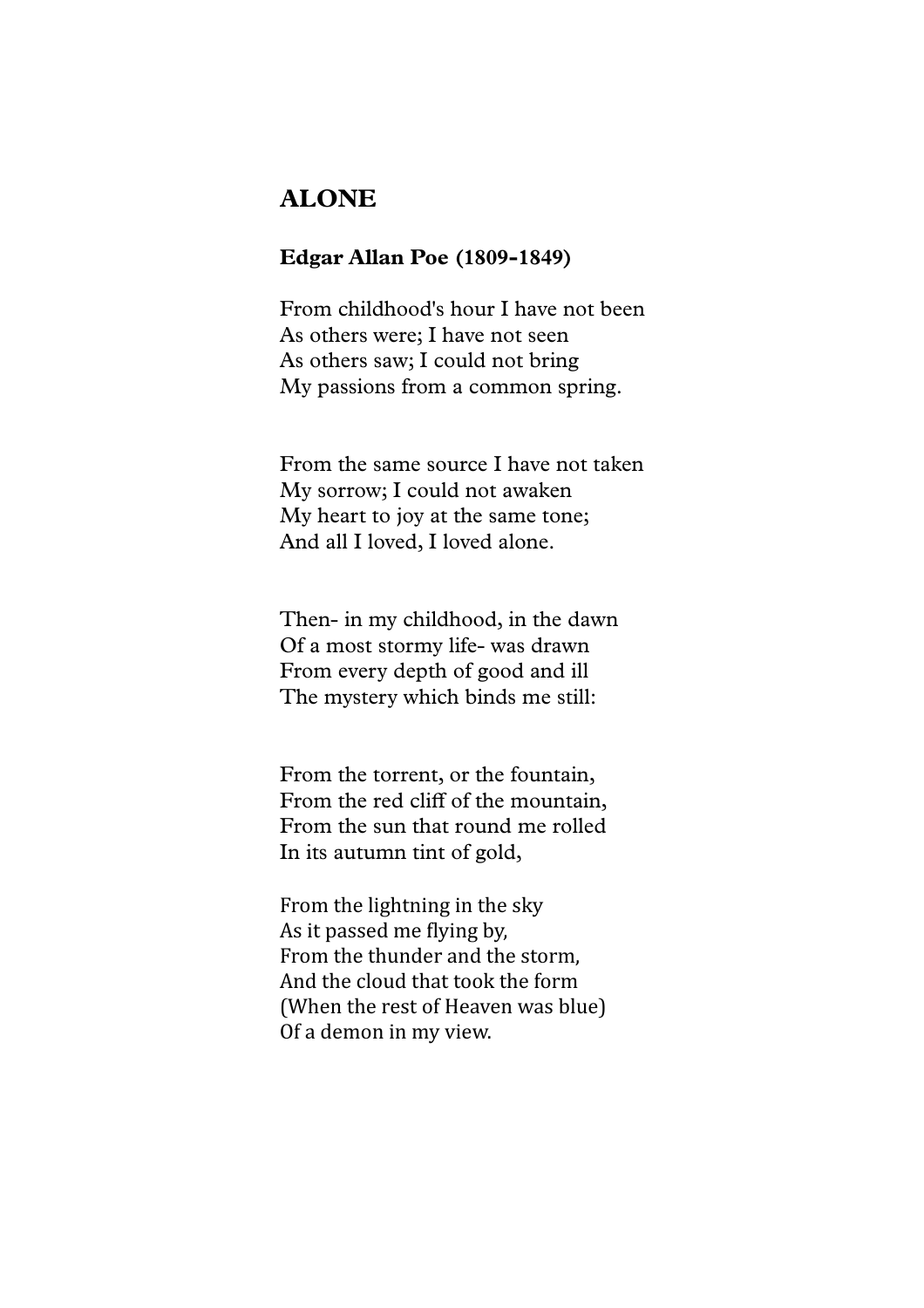# ALONE

### Edgar Allan Poe (1809-1849)

From childhood's hour I have not been  
As others were; I have not seen  
As others saw; I could not bring  
My passions from a common spring.

From the same source I have not taken  
My sorrow; I could not awaken  
My heart to joy at the same tone;  
And all I loved, I loved alone.

Then- in my childhood, in the dawn  
Of a most stormy life- was drawn  
From every depth of good and ill  
The mystery which binds me still:

From the torrent, or the fountain,  
From the red cliff of the mountain,  
From the sun that round me rolled  
In its autumn tint of gold,

From the lightning in the sky  
As it passed me flying by,  
From the thunder and the storm,  
And the cloud that took the form  
(When the rest of Heaven was blue)  
Of a demon in my view.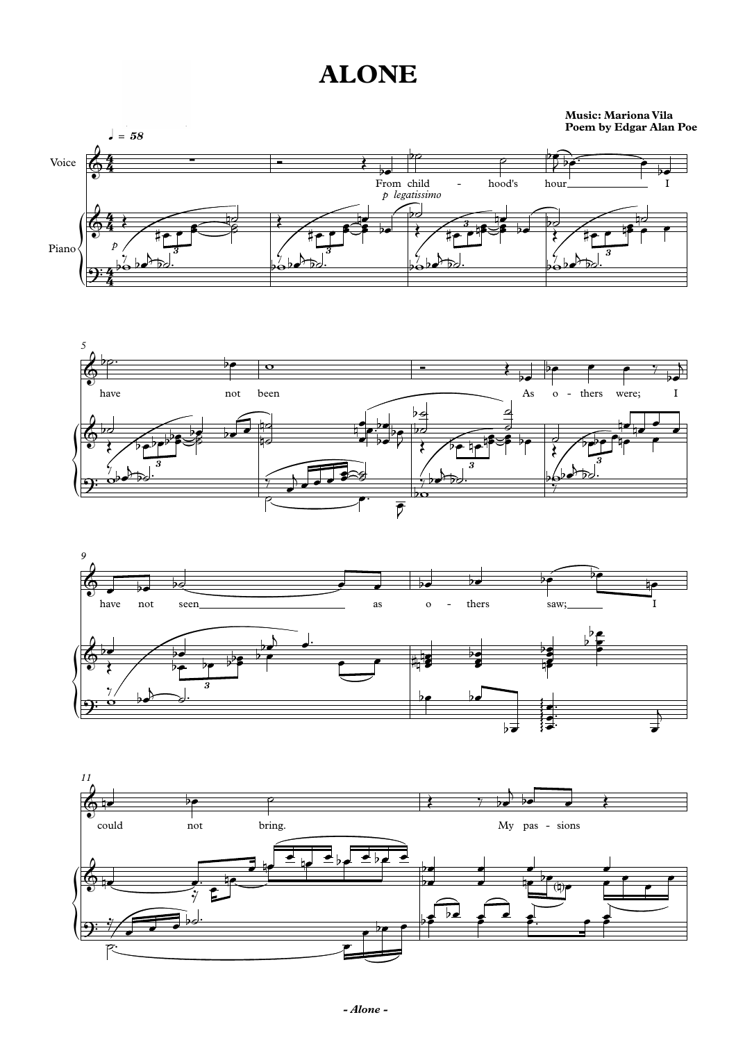# ALONE

**Music: Mariona Vila**
**Poem by Edgar Alan Poe**

♩ = 58

Voice

Piano

*p legatissimo*

*p*

From child - hood's hour I have not been As o - thers were; I have not seen as o - thers saw; I could not bring. My pas - sions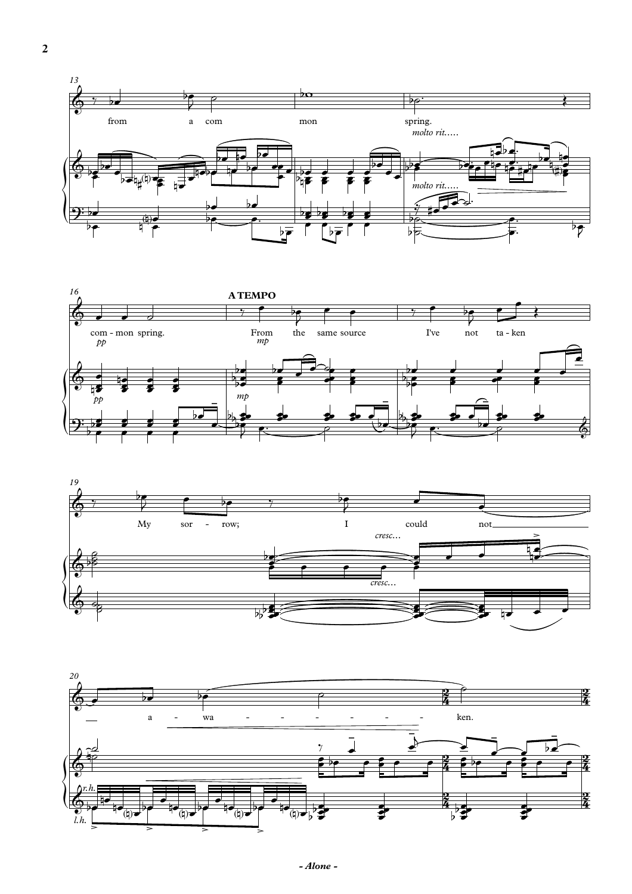13

from a com mon spring.

*molto rit.....*

*molto rit.....*

16 **A TEMPO**

com - mon spring. From the same source I've not ta - ken

*pp* *mp*

*pp* *mp*

19

My sor - row; I could not

*cresc...*

*cresc...*

20

a - wa - - - - - - - ken.

*r.h.*

*l.h.*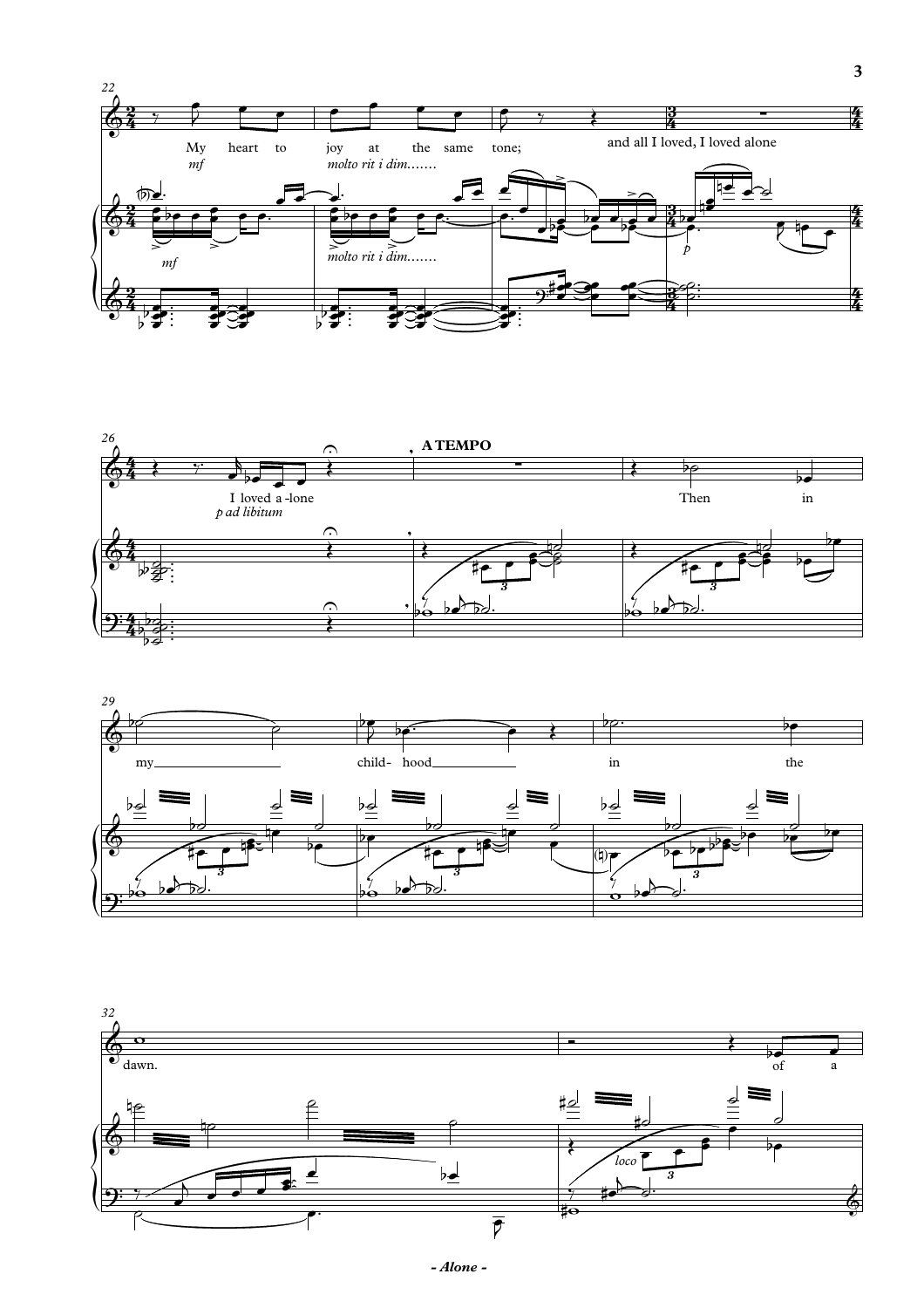22

My heart to joy at the same tone; and all I loved, I loved alone

*mf* *molto rit i dim.......*

*mf* *molto rit i dim.......* *p*

26

**A TEMPO**

I loved a-lone Then in

*p ad libitum*

29

my child- hood in the

32

dawn. of a

*loco*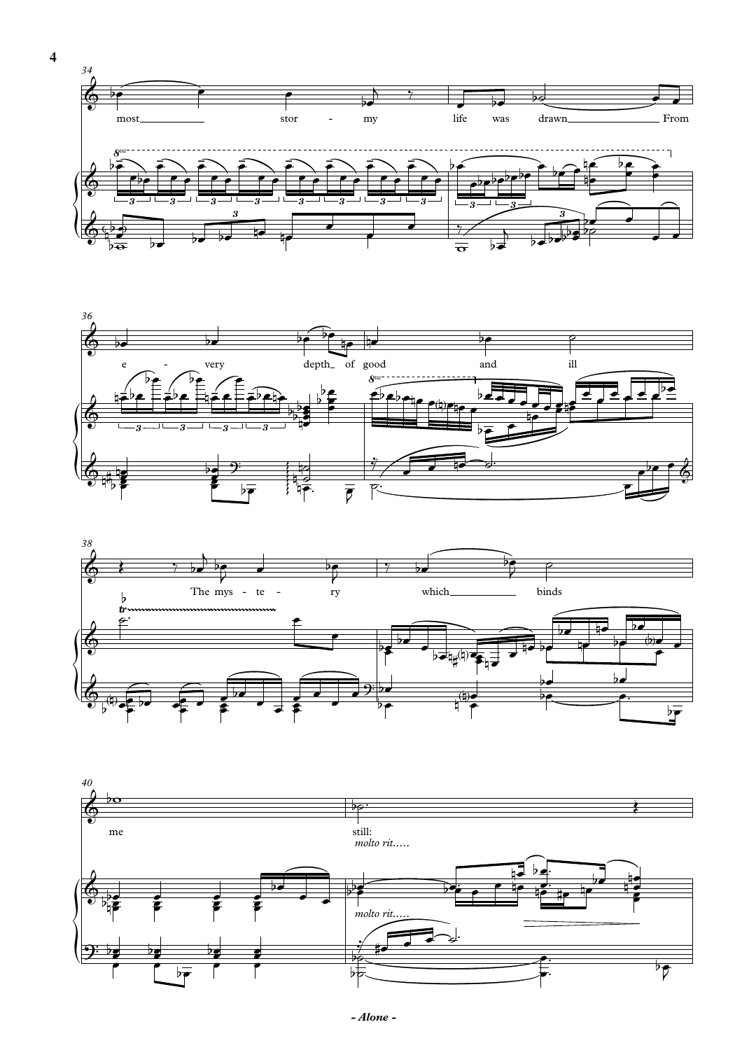34

most stor - my life was drawn From

36

e - very depth of good and ill

38

The mys - te - ry which binds

40

me still:

*molto rit.....*

*molto rit.....*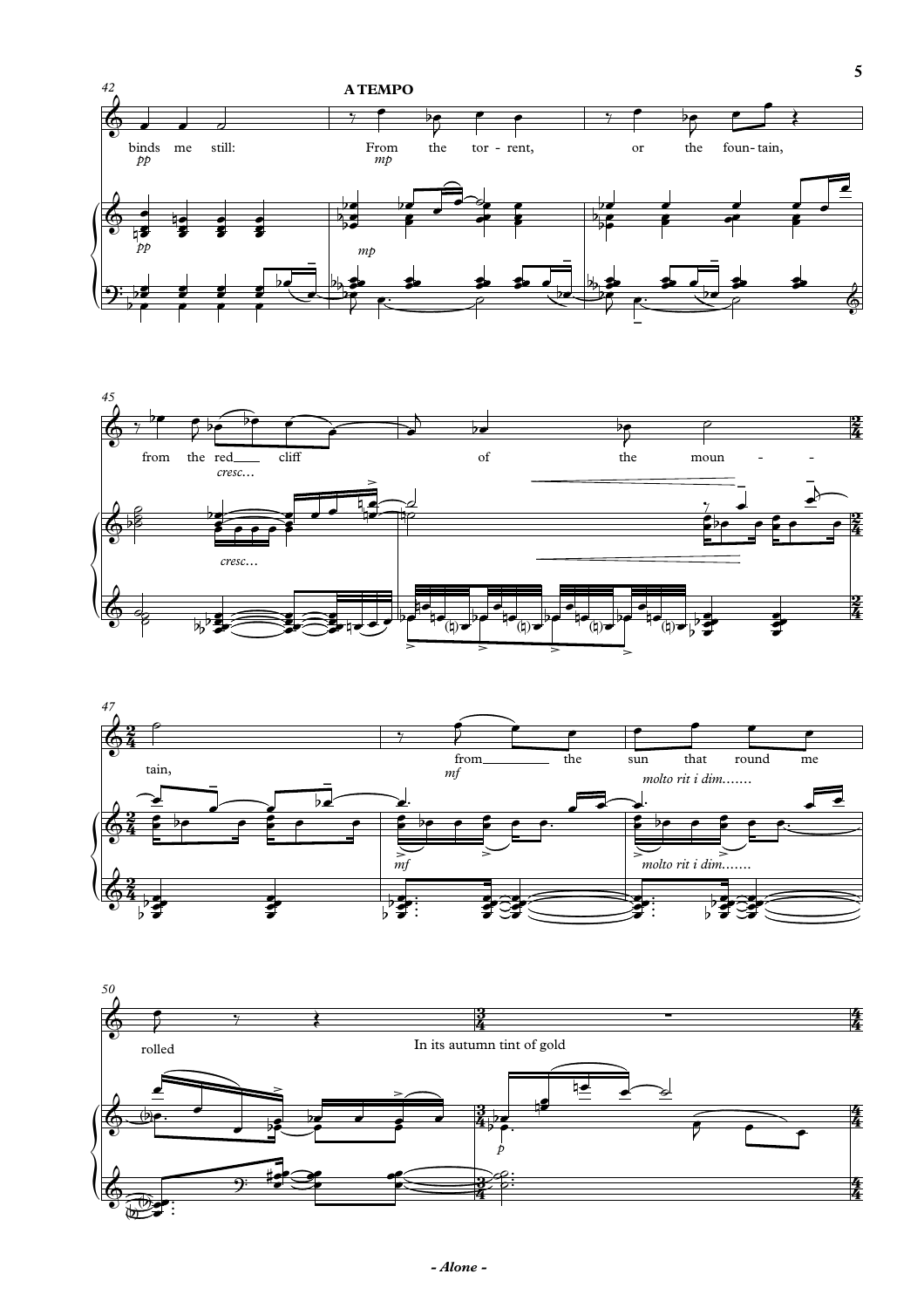**A TEMPO**

binds me still: From the tor - rent, or the foun - tain,

*pp* *mp*

from the red cliff of the moun - - tain,

*cresc...*

from the sun that round me rolled

*mf* *molto rit i dim.......*

In its autumn tint of gold

*p*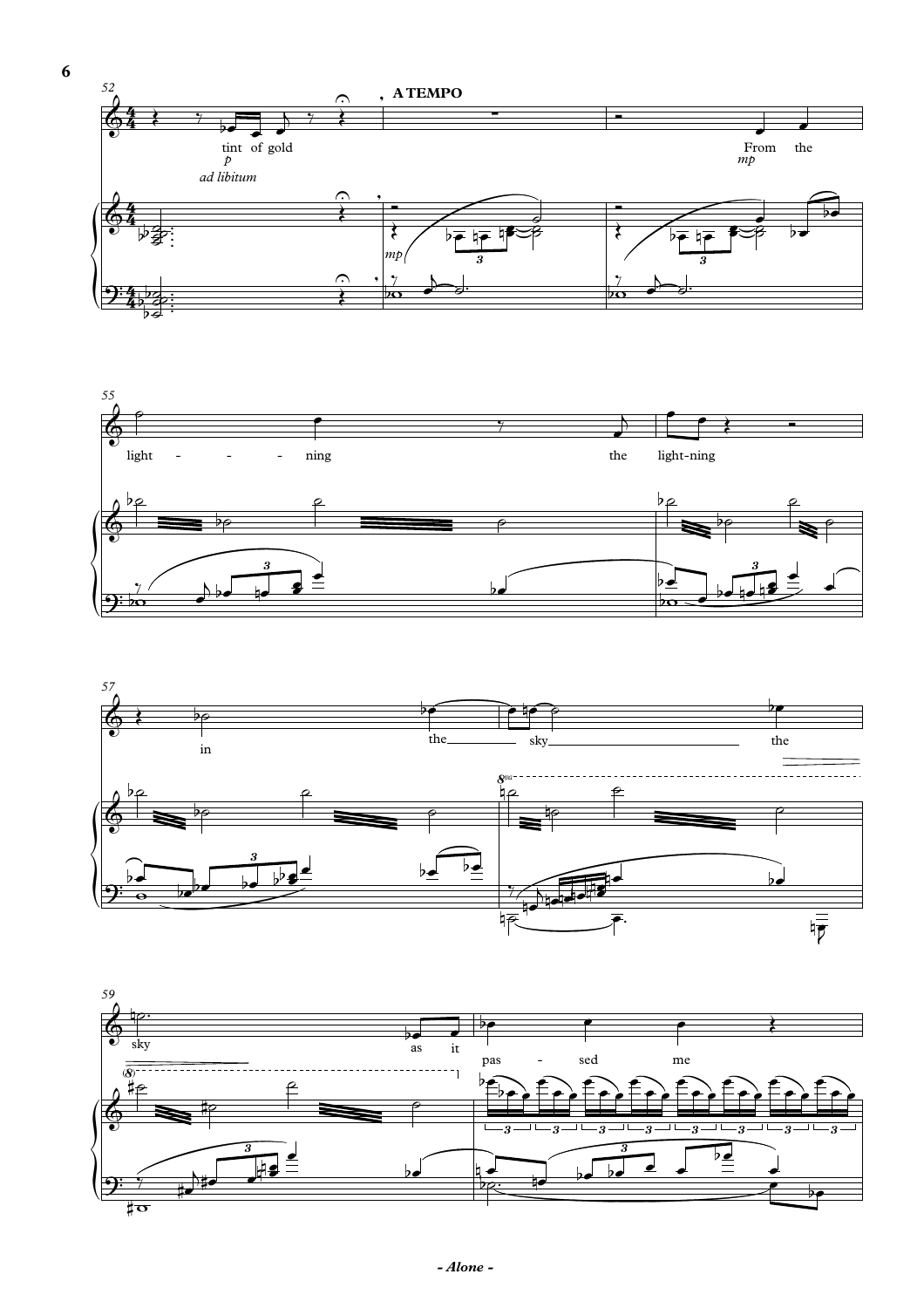52

tint of gold

*p*

*ad libitum*

**A TEMPO**

From the

*mp*

*mp*

55

light - - - - ning the light-ning

57

in the sky the

*8va*

59

sky as it pas - sed me

(8)

3 3 3 3 3 3 3 3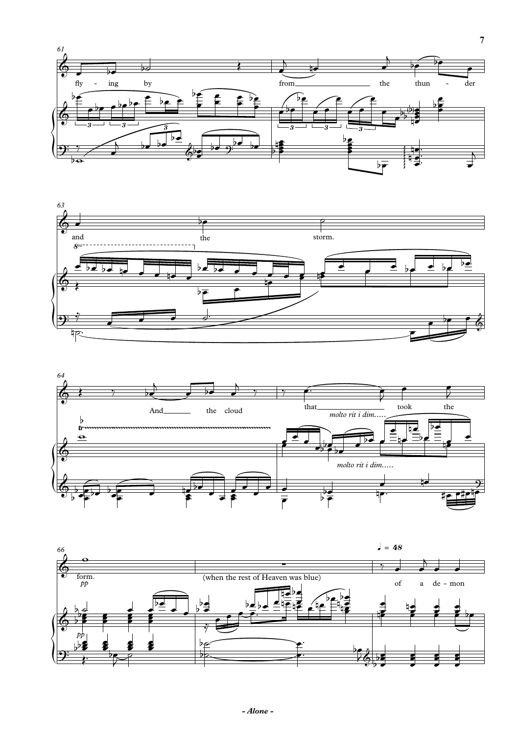61

fly - ing by

from the thun - der

63

and the storm.

8va

64

And the cloud

that took the

*molto rit i dim.....*

*molto rit i dim.....*

66

form.

*pp*

(when the rest of Heaven was blue)

♩ = 48

of a de - mon

*pp*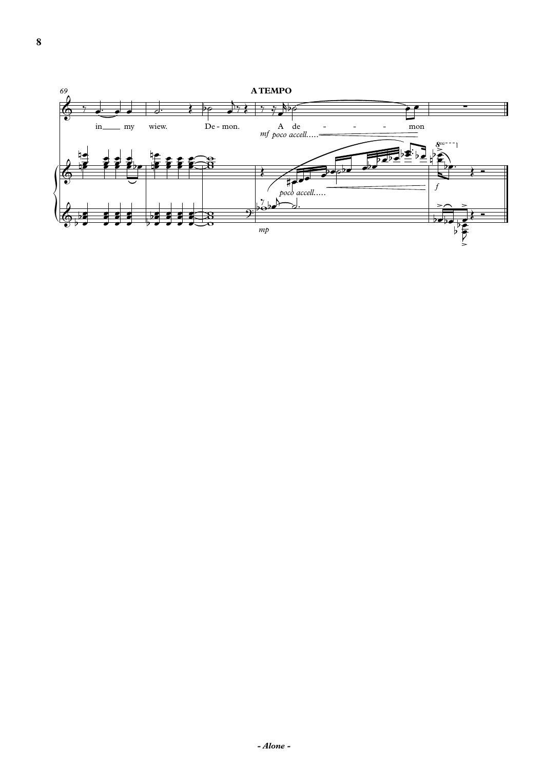69

**A TEMPO**

in my wiew. De - mon. A de - - - - mon

*mf poco accell.....*

*poco accell.....*

*mp*

*f*